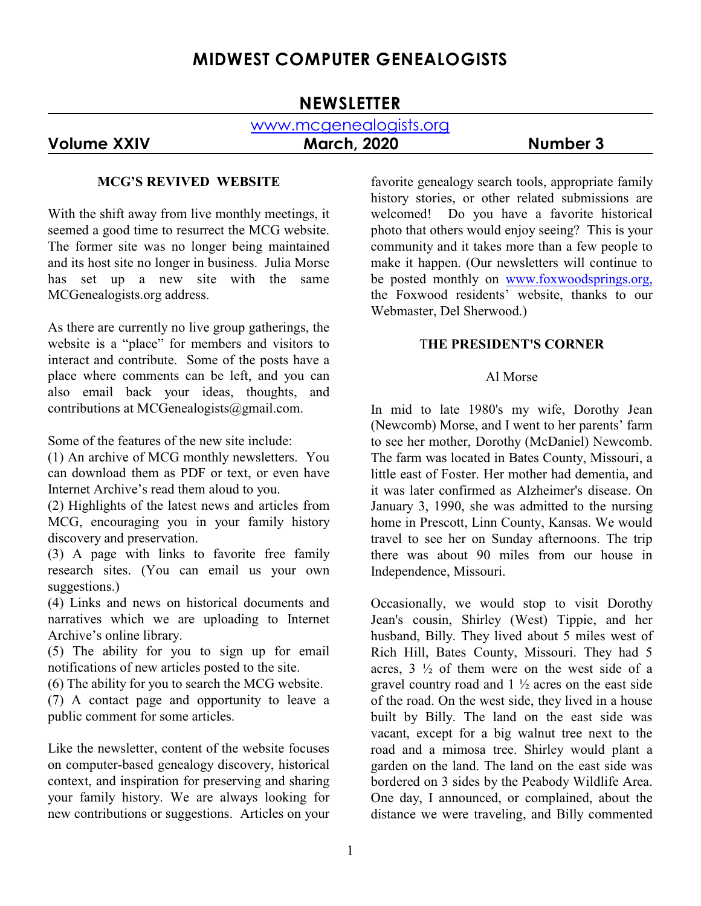# MIDWEST COMPUTER GENEALOGISTS

## NEWSLETTER

www.mcgenealogists.org

**Volume XXIV** **March, 2020** **Number 3**

### MCG'S REVIVED WEBSITE

With the shift away from live monthly meetings, it seemed a good time to resurrect the MCG website. The former site was no longer being maintained and its host site no longer in business. Julia Morse has set up a new site with the same MCGenealogists.org address.

As there are currently no live group gatherings, the website is a "place" for members and visitors to interact and contribute. Some of the posts have a place where comments can be left, and you can also email back your ideas, thoughts, and contributions at MCGenealogists@gmail.com.

Some of the features of the new site include:

(1) An archive of MCG monthly newsletters. You can download them as PDF or text, or even have Internet Archive's read them aloud to you.
(2) Highlights of the latest news and articles from MCG, encouraging you in your family history discovery and preservation.
(3) A page with links to favorite free family research sites. (You can email us your own suggestions.)
(4) Links and news on historical documents and narratives which we are uploading to Internet Archive's online library.
(5) The ability for you to sign up for email notifications of new articles posted to the site.
(6) The ability for you to search the MCG website.
(7) A contact page and opportunity to leave a public comment for some articles.

Like the newsletter, content of the website focuses on computer-based genealogy discovery, historical context, and inspiration for preserving and sharing your family history. We are always looking for new contributions or suggestions. Articles on your favorite genealogy search tools, appropriate family history stories, or other related submissions are welcomed! Do you have a favorite historical photo that others would enjoy seeing? This is your community and it takes more than a few people to make it happen. (Our newsletters will continue to be posted monthly on www.foxwoodsprings.org, the Foxwood residents' website, thanks to our Webmaster, Del Sherwood.)

### THE PRESIDENT'S CORNER

Al Morse

In mid to late 1980's my wife, Dorothy Jean (Newcomb) Morse, and I went to her parents' farm to see her mother, Dorothy (McDaniel) Newcomb. The farm was located in Bates County, Missouri, a little east of Foster. Her mother had dementia, and it was later confirmed as Alzheimer's disease. On January 3, 1990, she was admitted to the nursing home in Prescott, Linn County, Kansas. We would travel to see her on Sunday afternoons. The trip there was about 90 miles from our house in Independence, Missouri.

Occasionally, we would stop to visit Dorothy Jean's cousin, Shirley (West) Tippie, and her husband, Billy. They lived about 5 miles west of Rich Hill, Bates County, Missouri. They had 5 acres, 3 ½ of them were on the west side of a gravel country road and 1 ½ acres on the east side of the road. On the west side, they lived in a house built by Billy. The land on the east side was vacant, except for a big walnut tree next to the road and a mimosa tree. Shirley would plant a garden on the land. The land on the east side was bordered on 3 sides by the Peabody Wildlife Area. One day, I announced, or complained, about the distance we were traveling, and Billy commented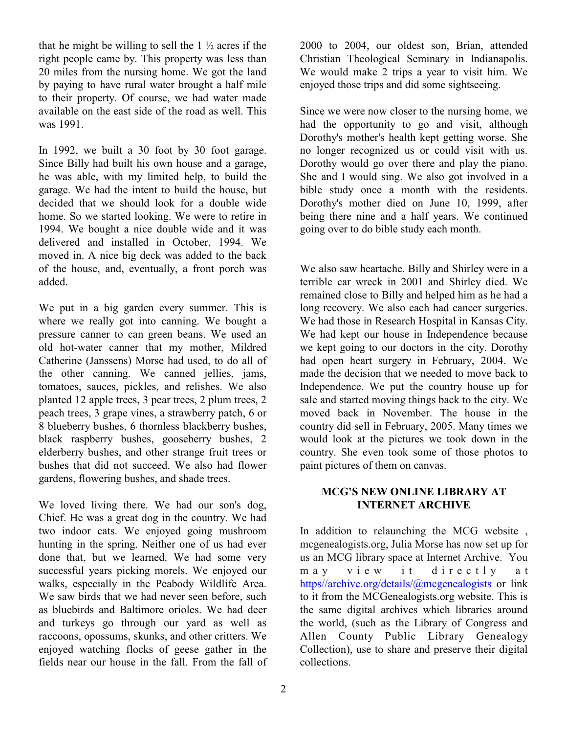that he might be willing to sell the 1 ½ acres if the right people came by. This property was less than 20 miles from the nursing home. We got the land by paying to have rural water brought a half mile to their property. Of course, we had water made available on the east side of the road as well. This was 1991.

In 1992, we built a 30 foot by 30 foot garage. Since Billy had built his own house and a garage, he was able, with my limited help, to build the garage. We had the intent to build the house, but decided that we should look for a double wide home. So we started looking. We were to retire in 1994. We bought a nice double wide and it was delivered and installed in October, 1994. We moved in. A nice big deck was added to the back of the house, and, eventually, a front porch was added.

We put in a big garden every summer. This is where we really got into canning. We bought a pressure canner to can green beans. We used an old hot-water canner that my mother, Mildred Catherine (Janssens) Morse had used, to do all of the other canning. We canned jellies, jams, tomatoes, sauces, pickles, and relishes. We also planted 12 apple trees, 3 pear trees, 2 plum trees, 2 peach trees, 3 grape vines, a strawberry patch, 6 or 8 blueberry bushes, 6 thornless blackberry bushes, black raspberry bushes, gooseberry bushes, 2 elderberry bushes, and other strange fruit trees or bushes that did not succeed. We also had flower gardens, flowering bushes, and shade trees.

We loved living there. We had our son's dog, Chief. He was a great dog in the country. We had two indoor cats. We enjoyed going mushroom hunting in the spring. Neither one of us had ever done that, but we learned. We had some very successful years picking morels. We enjoyed our walks, especially in the Peabody Wildlife Area. We saw birds that we had never seen before, such as bluebirds and Baltimore orioles. We had deer and turkeys go through our yard as well as raccoons, opossums, skunks, and other critters. We enjoyed watching flocks of geese gather in the fields near our house in the fall. From the fall of 2000 to 2004, our oldest son, Brian, attended Christian Theological Seminary in Indianapolis. We would make 2 trips a year to visit him. We enjoyed those trips and did some sightseeing.

Since we were now closer to the nursing home, we had the opportunity to go and visit, although Dorothy's mother's health kept getting worse. She no longer recognized us or could visit with us. Dorothy would go over there and play the piano. She and I would sing. We also got involved in a bible study once a month with the residents. Dorothy's mother died on June 10, 1999, after being there nine and a half years. We continued going over to do bible study each month.

We also saw heartache. Billy and Shirley were in a terrible car wreck in 2001 and Shirley died. We remained close to Billy and helped him as he had a long recovery. We also each had cancer surgeries. We had those in Research Hospital in Kansas City. We had kept our house in Independence because we kept going to our doctors in the city. Dorothy had open heart surgery in February, 2004. We made the decision that we needed to move back to Independence. We put the country house up for sale and started moving things back to the city. We moved back in November. The house in the country did sell in February, 2005. Many times we would look at the pictures we took down in the country. She even took some of those photos to paint pictures of them on canvas.

## MCG'S NEW ONLINE LIBRARY AT INTERNET ARCHIVE

In addition to relaunching the MCG website , mcgenealogists.org, Julia Morse has now set up for us an MCG library space at Internet Archive. You may view it directly at https//archive.org/details/@mcgenealogists or link to it from the MCGenealogists.org website. This is the same digital archives which libraries around the world, (such as the Library of Congress and Allen County Public Library Genealogy Collection), use to share and preserve their digital collections.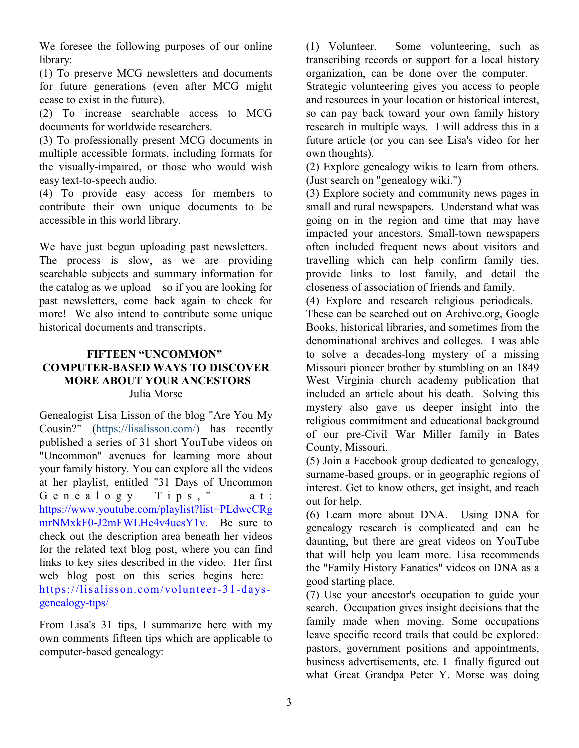We foresee the following purposes of our online library:

(1) To preserve MCG newsletters and documents for future generations (even after MCG might cease to exist in the future).

(2) To increase searchable access to MCG documents for worldwide researchers.

(3) To professionally present MCG documents in multiple accessible formats, including formats for the visually-impaired, or those who would wish easy text-to-speech audio.

(4) To provide easy access for members to contribute their own unique documents to be accessible in this world library.

We have just begun uploading past newsletters. The process is slow, as we are providing searchable subjects and summary information for the catalog as we upload—so if you are looking for past newsletters, come back again to check for more! We also intend to contribute some unique historical documents and transcripts.

## FIFTEEN "UNCOMMON" COMPUTER-BASED WAYS TO DISCOVER MORE ABOUT YOUR ANCESTORS

Julia Morse

Genealogist Lisa Lisson of the blog "Are You My Cousin?" (https://lisalisson.com/) has recently published a series of 31 short YouTube videos on "Uncommon" avenues for learning more about your family history. You can explore all the videos at her playlist, entitled "31 Days of Uncommon Genealogy Tips," at: https://www.youtube.com/playlist?list=PLdwcCRgmrNMxkF0-J2mFWLHe4v4ucsY1v. Be sure to check out the description area beneath her videos for the related text blog post, where you can find links to key sites described in the video. Her first web blog post on this series begins here: https://lisalisson.com/volunteer-31-days-genealogy-tips/

From Lisa's 31 tips, I summarize here with my own comments fifteen tips which are applicable to computer-based genealogy:

(1) Volunteer. Some volunteering, such as transcribing records or support for a local history organization, can be done over the computer. Strategic volunteering gives you access to people and resources in your location or historical interest, so can pay back toward your own family history research in multiple ways. I will address this in a future article (or you can see Lisa's video for her own thoughts).

(2) Explore genealogy wikis to learn from others. (Just search on "genealogy wiki.")

(3) Explore society and community news pages in small and rural newspapers. Understand what was going on in the region and time that may have impacted your ancestors. Small-town newspapers often included frequent news about visitors and travelling which can help confirm family ties, provide links to lost family, and detail the closeness of association of friends and family.

(4) Explore and research religious periodicals. These can be searched out on Archive.org, Google Books, historical libraries, and sometimes from the denominational archives and colleges. I was able to solve a decades-long mystery of a missing Missouri pioneer brother by stumbling on an 1849 West Virginia church academy publication that included an article about his death. Solving this mystery also gave us deeper insight into the religious commitment and educational background of our pre-Civil War Miller family in Bates County, Missouri.

(5) Join a Facebook group dedicated to genealogy, surname-based groups, or in geographic regions of interest. Get to know others, get insight, and reach out for help.

(6) Learn more about DNA. Using DNA for genealogy research is complicated and can be daunting, but there are great videos on YouTube that will help you learn more. Lisa recommends the "Family History Fanatics" videos on DNA as a good starting place.

(7) Use your ancestor's occupation to guide your search. Occupation gives insight decisions that the family made when moving. Some occupations leave specific record trails that could be explored: pastors, government positions and appointments, business advertisements, etc. I finally figured out what Great Grandpa Peter Y. Morse was doing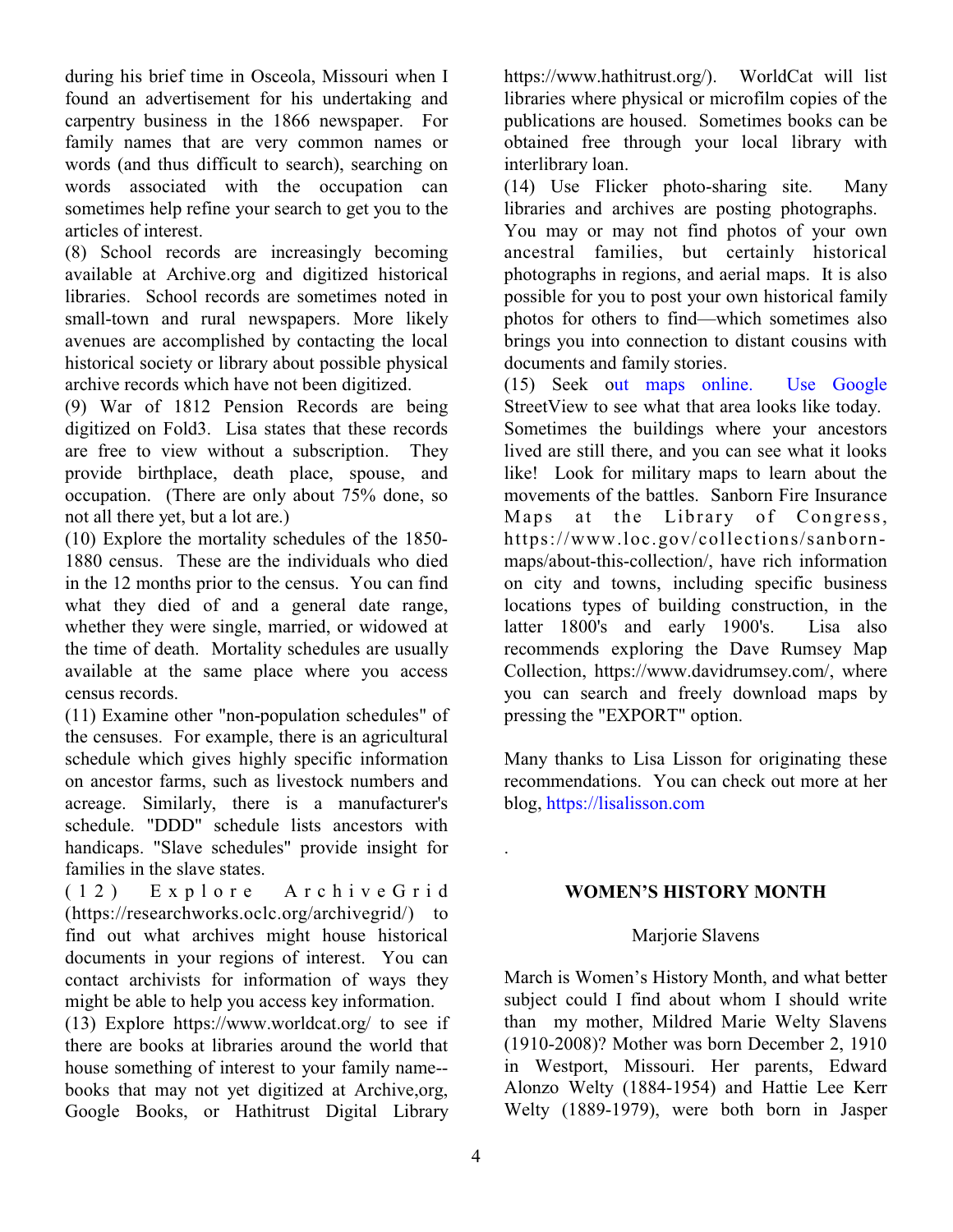during his brief time in Osceola, Missouri when I found an advertisement for his undertaking and carpentry business in the 1866 newspaper. For family names that are very common names or words (and thus difficult to search), searching on words associated with the occupation can sometimes help refine your search to get you to the articles of interest.

(8) School records are increasingly becoming available at Archive.org and digitized historical libraries. School records are sometimes noted in small-town and rural newspapers. More likely avenues are accomplished by contacting the local historical society or library about possible physical archive records which have not been digitized.

(9) War of 1812 Pension Records are being digitized on Fold3. Lisa states that these records are free to view without a subscription. They provide birthplace, death place, spouse, and occupation. (There are only about 75% done, so not all there yet, but a lot are.)

(10) Explore the mortality schedules of the 1850-1880 census. These are the individuals who died in the 12 months prior to the census. You can find what they died of and a general date range, whether they were single, married, or widowed at the time of death. Mortality schedules are usually available at the same place where you access census records.

(11) Examine other "non-population schedules" of the censuses. For example, there is an agricultural schedule which gives highly specific information on ancestor farms, such as livestock numbers and acreage. Similarly, there is a manufacturer's schedule. "DDD" schedule lists ancestors with handicaps. "Slave schedules" provide insight for families in the slave states.

(12) Explore ArchiveGrid (https://researchworks.oclc.org/archivegrid/) to find out what archives might house historical documents in your regions of interest. You can contact archivists for information of ways they might be able to help you access key information.

(13) Explore https://www.worldcat.org/ to see if there are books at libraries around the world that house something of interest to your family name--books that may not yet digitized at Archive,org, Google Books, or Hathitrust Digital Library https://www.hathitrust.org/). WorldCat will list libraries where physical or microfilm copies of the publications are housed. Sometimes books can be obtained free through your local library with interlibrary loan.

(14) Use Flicker photo-sharing site. Many libraries and archives are posting photographs. You may or may not find photos of your own ancestral families, but certainly historical photographs in regions, and aerial maps. It is also possible for you to post your own historical family photos for others to find—which sometimes also brings you into connection to distant cousins with documents and family stories.

(15) Seek out maps online. Use Google StreetView to see what that area looks like today. Sometimes the buildings where your ancestors lived are still there, and you can see what it looks like! Look for military maps to learn about the movements of the battles. Sanborn Fire Insurance Maps at the Library of Congress, https://www.loc.gov/collections/sanborn-maps/about-this-collection/, have rich information on city and towns, including specific business locations types of building construction, in the latter 1800's and early 1900's. Lisa also recommends exploring the Dave Rumsey Map Collection, https://www.davidrumsey.com/, where you can search and freely download maps by pressing the "EXPORT" option.

Many thanks to Lisa Lisson for originating these recommendations. You can check out more at her blog, https://lisalisson.com

.

## WOMEN'S HISTORY MONTH

Marjorie Slavens

March is Women's History Month, and what better subject could I find about whom I should write than my mother, Mildred Marie Welty Slavens (1910-2008)? Mother was born December 2, 1910 in Westport, Missouri. Her parents, Edward Alonzo Welty (1884-1954) and Hattie Lee Kerr Welty (1889-1979), were both born in Jasper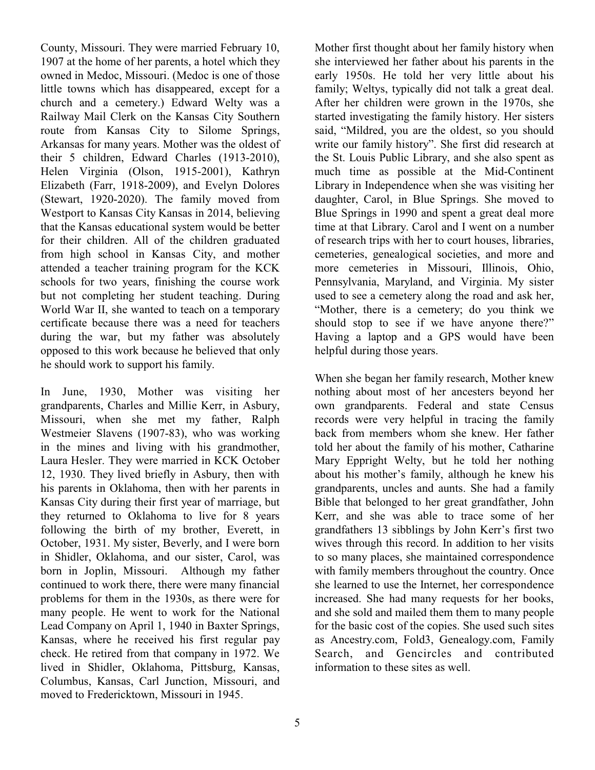County, Missouri. They were married February 10, 1907 at the home of her parents, a hotel which they owned in Medoc, Missouri. (Medoc is one of those little towns which has disappeared, except for a church and a cemetery.) Edward Welty was a Railway Mail Clerk on the Kansas City Southern route from Kansas City to Silome Springs, Arkansas for many years. Mother was the oldest of their 5 children, Edward Charles (1913-2010), Helen Virginia (Olson, 1915-2001), Kathryn Elizabeth (Farr, 1918-2009), and Evelyn Dolores (Stewart, 1920-2020). The family moved from Westport to Kansas City Kansas in 2014, believing that the Kansas educational system would be better for their children. All of the children graduated from high school in Kansas City, and mother attended a teacher training program for the KCK schools for two years, finishing the course work but not completing her student teaching. During World War II, she wanted to teach on a temporary certificate because there was a need for teachers during the war, but my father was absolutely opposed to this work because he believed that only he should work to support his family.

In June, 1930, Mother was visiting her grandparents, Charles and Millie Kerr, in Asbury, Missouri, when she met my father, Ralph Westmeier Slavens (1907-83), who was working in the mines and living with his grandmother, Laura Hesler. They were married in KCK October 12, 1930. They lived briefly in Asbury, then with his parents in Oklahoma, then with her parents in Kansas City during their first year of marriage, but they returned to Oklahoma to live for 8 years following the birth of my brother, Everett, in October, 1931. My sister, Beverly, and I were born in Shidler, Oklahoma, and our sister, Carol, was born in Joplin, Missouri. Although my father continued to work there, there were many financial problems for them in the 1930s, as there were for many people. He went to work for the National Lead Company on April 1, 1940 in Baxter Springs, Kansas, where he received his first regular pay check. He retired from that company in 1972. We lived in Shidler, Oklahoma, Pittsburg, Kansas, Columbus, Kansas, Carl Junction, Missouri, and moved to Fredericktown, Missouri in 1945.

Mother first thought about her family history when she interviewed her father about his parents in the early 1950s. He told her very little about his family; Weltys, typically did not talk a great deal. After her children were grown in the 1970s, she started investigating the family history. Her sisters said, "Mildred, you are the oldest, so you should write our family history". She first did research at the St. Louis Public Library, and she also spent as much time as possible at the Mid-Continent Library in Independence when she was visiting her daughter, Carol, in Blue Springs. She moved to Blue Springs in 1990 and spent a great deal more time at that Library. Carol and I went on a number of research trips with her to court houses, libraries, cemeteries, genealogical societies, and more and more cemeteries in Missouri, Illinois, Ohio, Pennsylvania, Maryland, and Virginia. My sister used to see a cemetery along the road and ask her, "Mother, there is a cemetery; do you think we should stop to see if we have anyone there?" Having a laptop and a GPS would have been helpful during those years.

When she began her family research, Mother knew nothing about most of her ancesters beyond her own grandparents. Federal and state Census records were very helpful in tracing the family back from members whom she knew. Her father told her about the family of his mother, Catharine Mary Eppright Welty, but he told her nothing about his mother's family, although he knew his grandparents, uncles and aunts. She had a family Bible that belonged to her great grandfather, John Kerr, and she was able to trace some of her grandfathers 13 sibblings by John Kerr's first two wives through this record. In addition to her visits to so many places, she maintained correspondence with family members throughout the country. Once she learned to use the Internet, her correspondence increased. She had many requests for her books, and she sold and mailed them them to many people for the basic cost of the copies. She used such sites as Ancestry.com, Fold3, Genealogy.com, Family Search, and Gencircles and contributed information to these sites as well.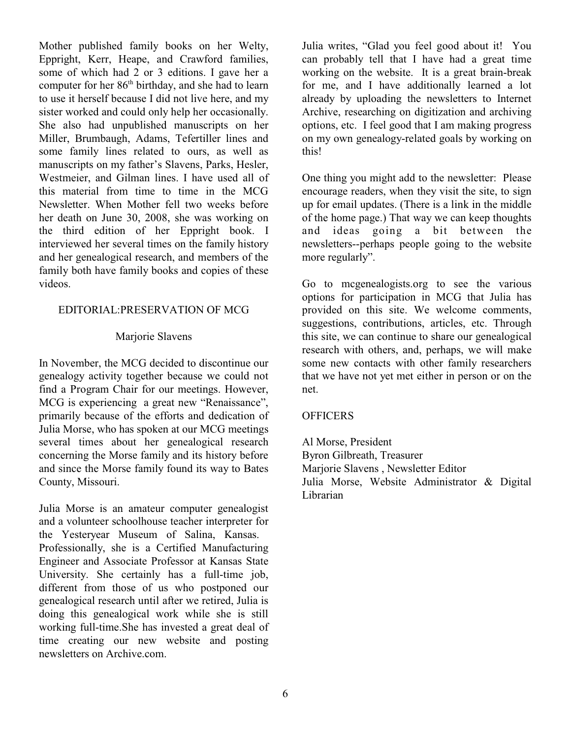Mother published family books on her Welty, Eppright, Kerr, Heape, and Crawford families, some of which had 2 or 3 editions. I gave her a computer for her 86th birthday, and she had to learn to use it herself because I did not live here, and my sister worked and could only help her occasionally. She also had unpublished manuscripts on her Miller, Brumbaugh, Adams, Tefertiller lines and some family lines related to ours, as well as manuscripts on my father's Slavens, Parks, Hesler, Westmeier, and Gilman lines. I have used all of this material from time to time in the MCG Newsletter. When Mother fell two weeks before her death on June 30, 2008, she was working on the third edition of her Eppright book. I interviewed her several times on the family history and her genealogical research, and members of the family both have family books and copies of these videos.

## EDITORIAL:PRESERVATION OF MCG

Marjorie Slavens

In November, the MCG decided to discontinue our genealogy activity together because we could not find a Program Chair for our meetings. However, MCG is experiencing a great new "Renaissance", primarily because of the efforts and dedication of Julia Morse, who has spoken at our MCG meetings several times about her genealogical research concerning the Morse family and its history before and since the Morse family found its way to Bates County, Missouri.

Julia Morse is an amateur computer genealogist and a volunteer schoolhouse teacher interpreter for the Yesteryear Museum of Salina, Kansas. Professionally, she is a Certified Manufacturing Engineer and Associate Professor at Kansas State University. She certainly has a full-time job, different from those of us who postponed our genealogical research until after we retired, Julia is doing this genealogical work while she is still working full-time.She has invested a great deal of time creating our new website and posting newsletters on Archive.com.

Julia writes, "Glad you feel good about it! You can probably tell that I have had a great time working on the website. It is a great brain-break for me, and I have additionally learned a lot already by uploading the newsletters to Internet Archive, researching on digitization and archiving options, etc. I feel good that I am making progress on my own genealogy-related goals by working on this!

One thing you might add to the newsletter: Please encourage readers, when they visit the site, to sign up for email updates. (There is a link in the middle of the home page.) That way we can keep thoughts and ideas going a bit between the newsletters--perhaps people going to the website more regularly".

Go to mcgenealogists.org to see the various options for participation in MCG that Julia has provided on this site. We welcome comments, suggestions, contributions, articles, etc. Through this site, we can continue to share our genealogical research with others, and, perhaps, we will make some new contacts with other family researchers that we have not yet met either in person or on the net.

## OFFICERS

Al Morse, President
Byron Gilbreath, Treasurer
Marjorie Slavens , Newsletter Editor
Julia Morse, Website Administrator & Digital Librarian